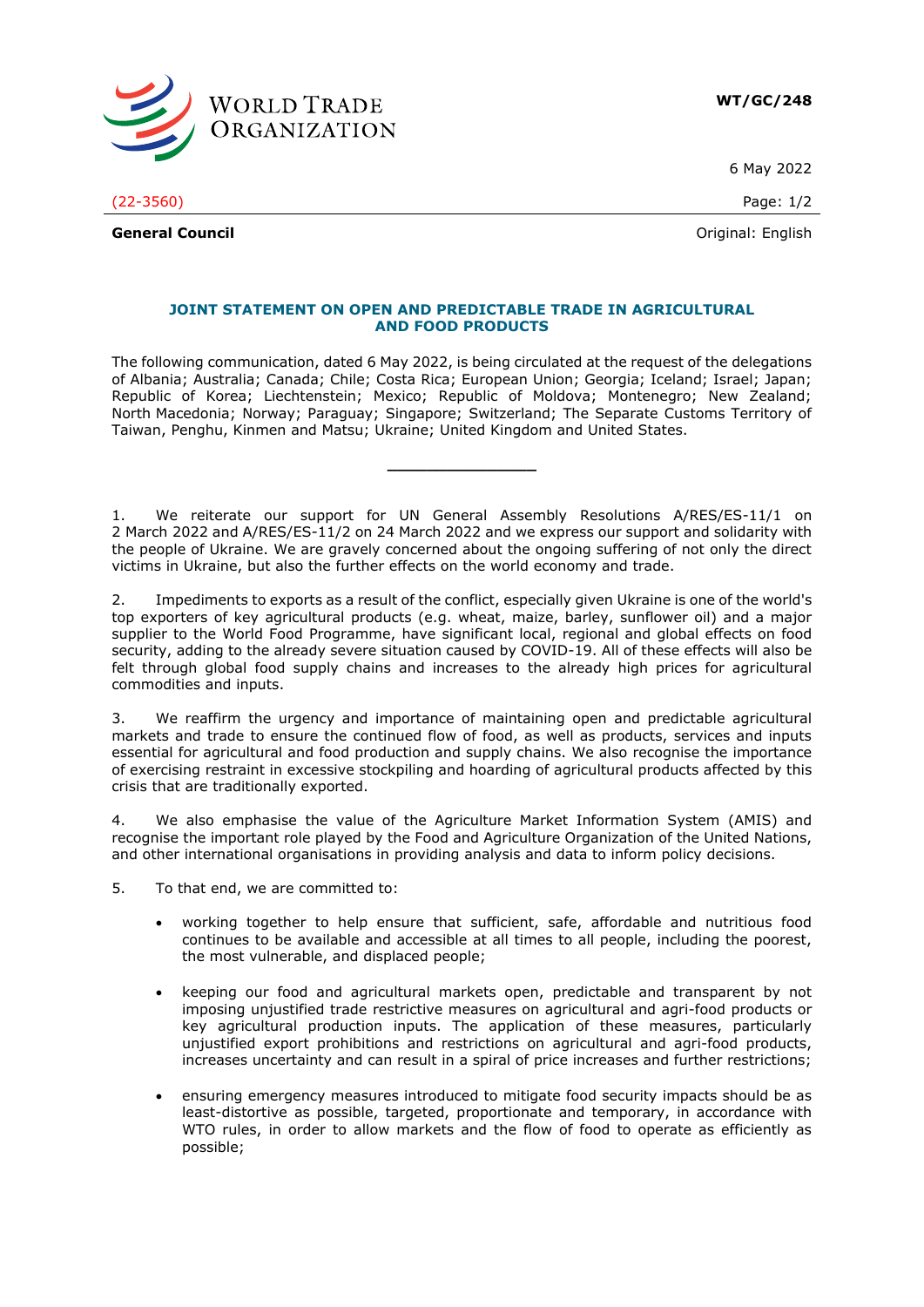WT/GC/248

6 May 2022

(22-3560)

**General Council**

Original: English

## JOINT STATEMENT ON OPEN AND PREDICTABLE TRADE IN AGRICULTURAL AND FOOD PRODUCTS

The following communication, dated 6 May 2022, is being circulated at the request of the delegations of Albania; Australia; Canada; Chile; Costa Rica; European Union; Georgia; Iceland; Israel; Japan; Republic of Korea; Liechtenstein; Mexico; Republic of Moldova; Montenegro; New Zealand; North Macedonia; Norway; Paraguay; Singapore; Switzerland; The Separate Customs Territory of Taiwan, Penghu, Kinmen and Matsu; Ukraine; United Kingdom and United States.

---

1. We reiterate our support for UN General Assembly Resolutions A/RES/ES-11/1 on 2 March 2022 and A/RES/ES-11/2 on 24 March 2022 and we express our support and solidarity with the people of Ukraine. We are gravely concerned about the ongoing suffering of not only the direct victims in Ukraine, but also the further effects on the world economy and trade.

2. Impediments to exports as a result of the conflict, especially given Ukraine is one of the world's top exporters of key agricultural products (e.g. wheat, maize, barley, sunflower oil) and a major supplier to the World Food Programme, have significant local, regional and global effects on food security, adding to the already severe situation caused by COVID-19. All of these effects will also be felt through global food supply chains and increases to the already high prices for agricultural commodities and inputs.

3. We reaffirm the urgency and importance of maintaining open and predictable agricultural markets and trade to ensure the continued flow of food, as well as products, services and inputs essential for agricultural and food production and supply chains. We also recognise the importance of exercising restraint in excessive stockpiling and hoarding of agricultural products affected by this crisis that are traditionally exported.

4. We also emphasise the value of the Agriculture Market Information System (AMIS) and recognise the important role played by the Food and Agriculture Organization of the United Nations, and other international organisations in providing analysis and data to inform policy decisions.

5. To that end, we are committed to:

- working together to help ensure that sufficient, safe, affordable and nutritious food continues to be available and accessible at all times to all people, including the poorest, the most vulnerable, and displaced people;
- keeping our food and agricultural markets open, predictable and transparent by not imposing unjustified trade restrictive measures on agricultural and agri-food products or key agricultural production inputs. The application of these measures, particularly unjustified export prohibitions and restrictions on agricultural and agri-food products, increases uncertainty and can result in a spiral of price increases and further restrictions;
- ensuring emergency measures introduced to mitigate food security impacts should be as least-distortive as possible, targeted, proportionate and temporary, in accordance with WTO rules, in order to allow markets and the flow of food to operate as efficiently as possible;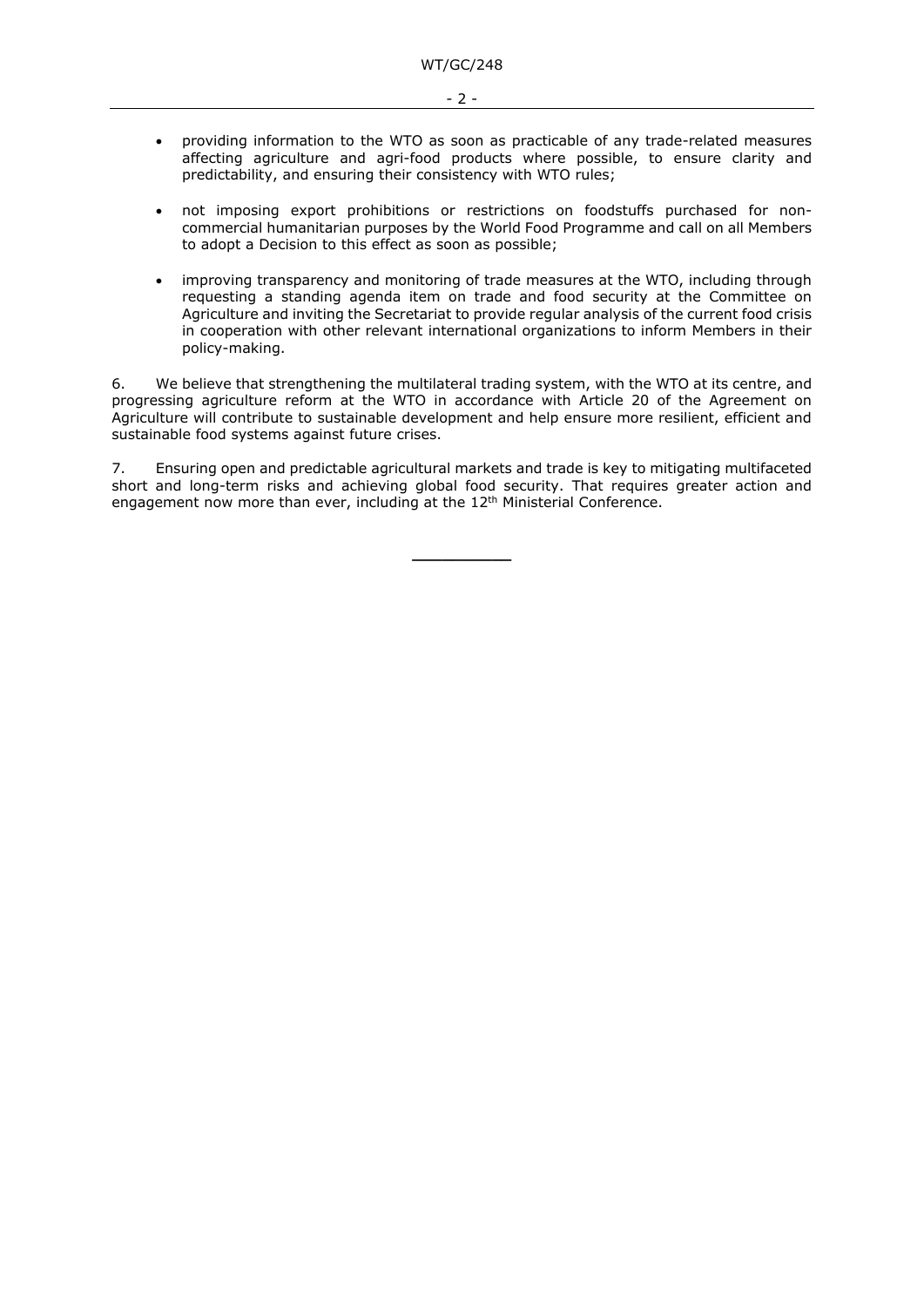- providing information to the WTO as soon as practicable of any trade-related measures affecting agriculture and agri-food products where possible, to ensure clarity and predictability, and ensuring their consistency with WTO rules;

- not imposing export prohibitions or restrictions on foodstuffs purchased for non-commercial humanitarian purposes by the World Food Programme and call on all Members to adopt a Decision to this effect as soon as possible;

- improving transparency and monitoring of trade measures at the WTO, including through requesting a standing agenda item on trade and food security at the Committee on Agriculture and inviting the Secretariat to provide regular analysis of the current food crisis in cooperation with other relevant international organizations to inform Members in their policy-making.

6. We believe that strengthening the multilateral trading system, with the WTO at its centre, and progressing agriculture reform at the WTO in accordance with Article 20 of the Agreement on Agriculture will contribute to sustainable development and help ensure more resilient, efficient and sustainable food systems against future crises.

7. Ensuring open and predictable agricultural markets and trade is key to mitigating multifaceted short and long-term risks and achieving global food security. That requires greater action and engagement now more than ever, including at the 12th Ministerial Conference.

__________